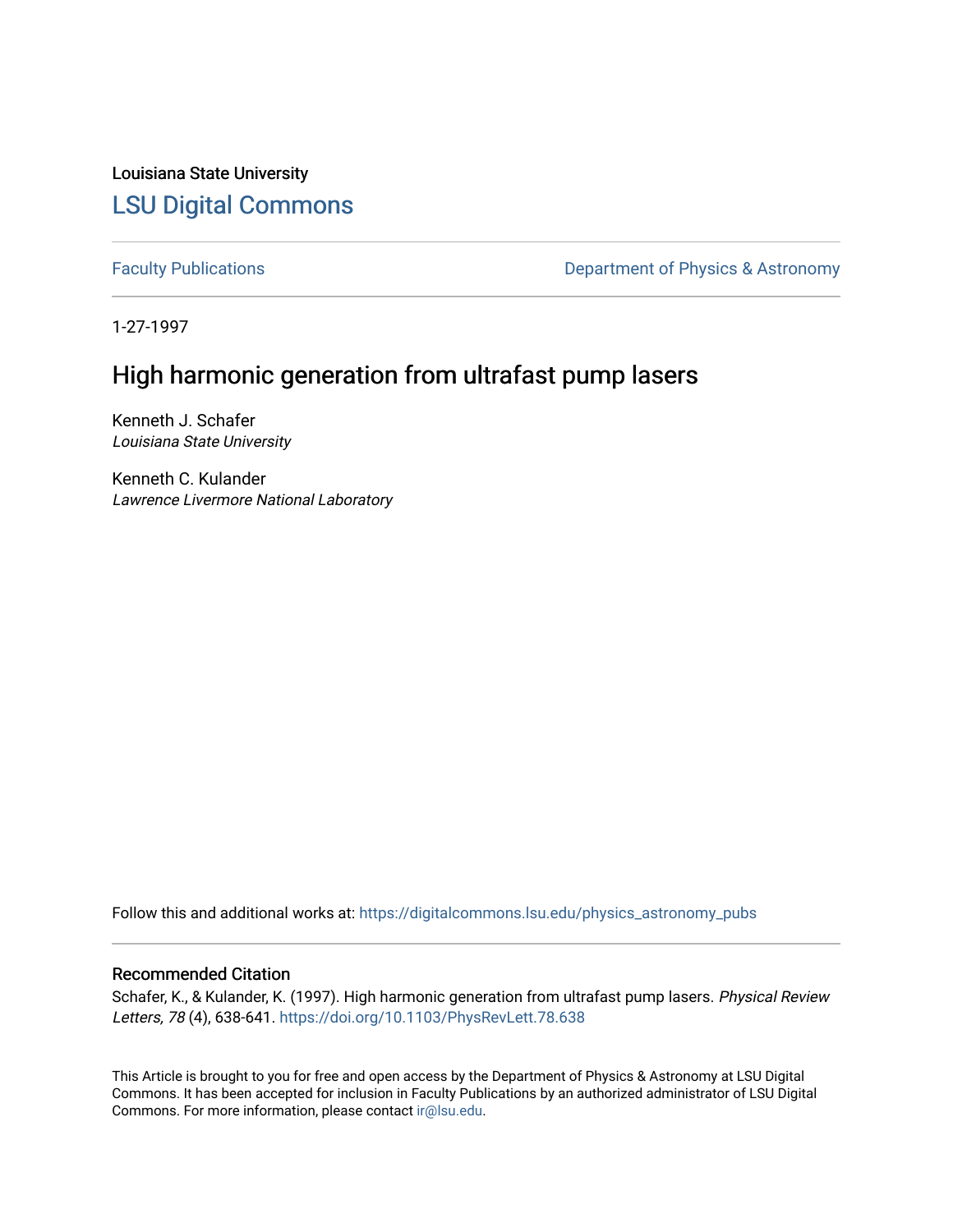Louisiana State University

## LSU Digital Commons

Faculty Publications | Department of Physics & Astronomy

1-27-1997

# High harmonic generation from ultrafast pump lasers

Kenneth J. Schafer
*Louisiana State University*

Kenneth C. Kulander
*Lawrence Livermore National Laboratory*

Follow this and additional works at: https://digitalcommons.lsu.edu/physics_astronomy_pubs

### Recommended Citation

Schafer, K., & Kulander, K. (1997). High harmonic generation from ultrafast pump lasers. *Physical Review Letters, 78* (4), 638-641. https://doi.org/10.1103/PhysRevLett.78.638

This Article is brought to you for free and open access by the Department of Physics & Astronomy at LSU Digital Commons. It has been accepted for inclusion in Faculty Publications by an authorized administrator of LSU Digital Commons. For more information, please contact ir@lsu.edu.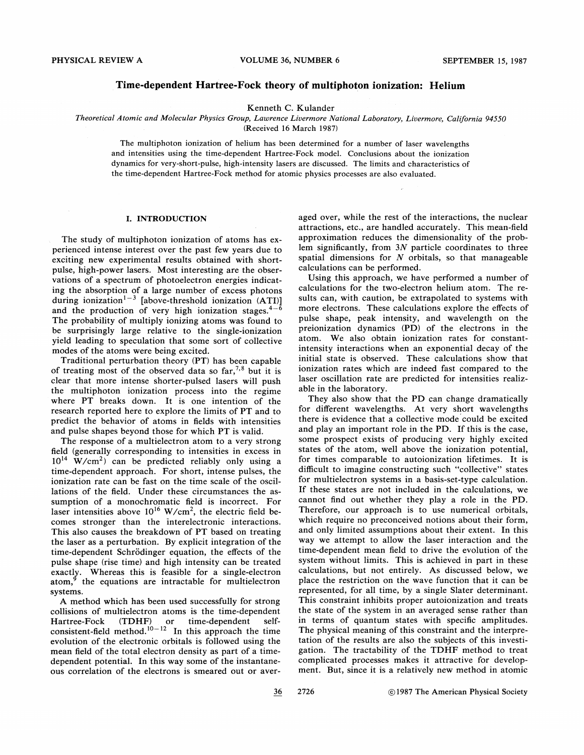# Time-dependent Hartree-Fock theory of multiphoton ionization: Helium

Kenneth C. Kulander

*Theoretical Atomic and Molecular Physics Group, Lawrence Livermore National Laboratory, Livermore, California 94550*

(Received 16 March 1987)

The multiphoton ionization of helium has been determined for a number of laser wavelengths and intensities using the time-dependent Hartree-Fock model. Conclusions about the ionization dynamics for very-short-pulse, high-intensity lasers are discussed. The limits and characteristics of the time-dependent Hartree-Fock method for atomic physics processes are also evaluated.

## I. INTRODUCTION

The study of multiphoton ionization of atoms has experienced intense interest over the past few years due to exciting new experimental results obtained with short-pulse, high-power lasers. Most interesting are the observations of a spectrum of photoelectron energies indicating the absorption of a large number of excess photons during ionization[1-3] [above-threshold ionization (ATI)] and the production of very high ionization stages.[4-6] The probability of multiply ionizing atoms was found to be surprisingly large relative to the single-ionization yield leading to speculation that some sort of collective modes of the atoms were being excited.

Traditional perturbation theory (PT) has been capable of treating most of the observed data so far,[7,8] but it is clear that more intense shorter-pulsed lasers will push the multiphoton ionization process into the regime where PT breaks down. It is one intention of the research reported here to explore the limits of PT and to predict the behavior of atoms in fields with intensities and pulse shapes beyond those for which PT is valid.

The response of a multielectron atom to a very strong field (generally corresponding to intensities in excess in $10^{14}$ W/cm$^2$) can be predicted reliably only using a time-dependent approach. For short, intense pulses, the ionization rate can be fast on the time scale of the oscillations of the field. Under these circumstances the assumption of a monochromatic field is incorrect. For laser intensities above $10^{16}$ W/cm$^2$, the electric field becomes stronger than the interelectronic interactions. This also causes the breakdown of PT based on treating the laser as a perturbation. By explicit integration of the time-dependent Schrödinger equation, the effects of the pulse shape (rise time) and high intensity can be treated exactly. Whereas this is feasible for a single-electron atom,[9] the equations are intractable for multielectron systems.

A method which has been used successfully for strong collisions of multielectron atoms is the time-dependent Hartree-Fock (TDHF) or time-dependent self-consistent-field method.[10-12] In this approach the time evolution of the electronic orbitals is followed using the mean field of the total electron density as part of a time-dependent potential. In this way some of the instantaneous correlation of the electrons is smeared out or averaged over, while the rest of the interactions, the nuclear attractions, etc., are handled accurately. This mean-field approximation reduces the dimensionality of the problem significantly, from $3N$ particle coordinates to three spatial dimensions for $N$ orbitals, so that manageable calculations can be performed.

Using this approach, we have performed a number of calculations for the two-electron helium atom. The results can, with caution, be extrapolated to systems with more electrons. These calculations explore the effects of pulse shape, peak intensity, and wavelength on the preionization dynamics (PD) of the electrons in the atom. We also obtain ionization rates for constant-intensity interactions when an exponential decay of the initial state is observed. These calculations show that ionization rates which are indeed fast compared to the laser oscillation rate are predicted for intensities realizable in the laboratory.

They also show that the PD can change dramatically for different wavelengths. At very short wavelengths there is evidence that a collective mode could be excited and play an important role in the PD. If this is the case, some prospect exists of producing very highly excited states of the atom, well above the ionization potential, for times comparable to autoionization lifetimes. It is difficult to imagine constructing such "collective" states for multielectron systems in a basis-set-type calculation. If these states are not included in the calculations, we cannot find out whether they play a role in the PD. Therefore, our approach is to use numerical orbitals, which require no preconceived notions about their form, and only limited assumptions about their extent. In this way we attempt to allow the laser interaction and the time-dependent mean field to drive the evolution of the system without limits. This is achieved in part in these calculations, but not entirely. As discussed below, we place the restriction on the wave function that it can be represented, for all time, by a single Slater determinant. This constraint inhibits proper autoionization and treats the state of the system in an averaged sense rather than in terms of quantum states with specific amplitudes. The physical meaning of this constraint and the interpretation of the results are also the subjects of this investigation. The tractability of the TDHF method to treat complicated processes makes it attractive for development. But, since it is a relatively new method in atomic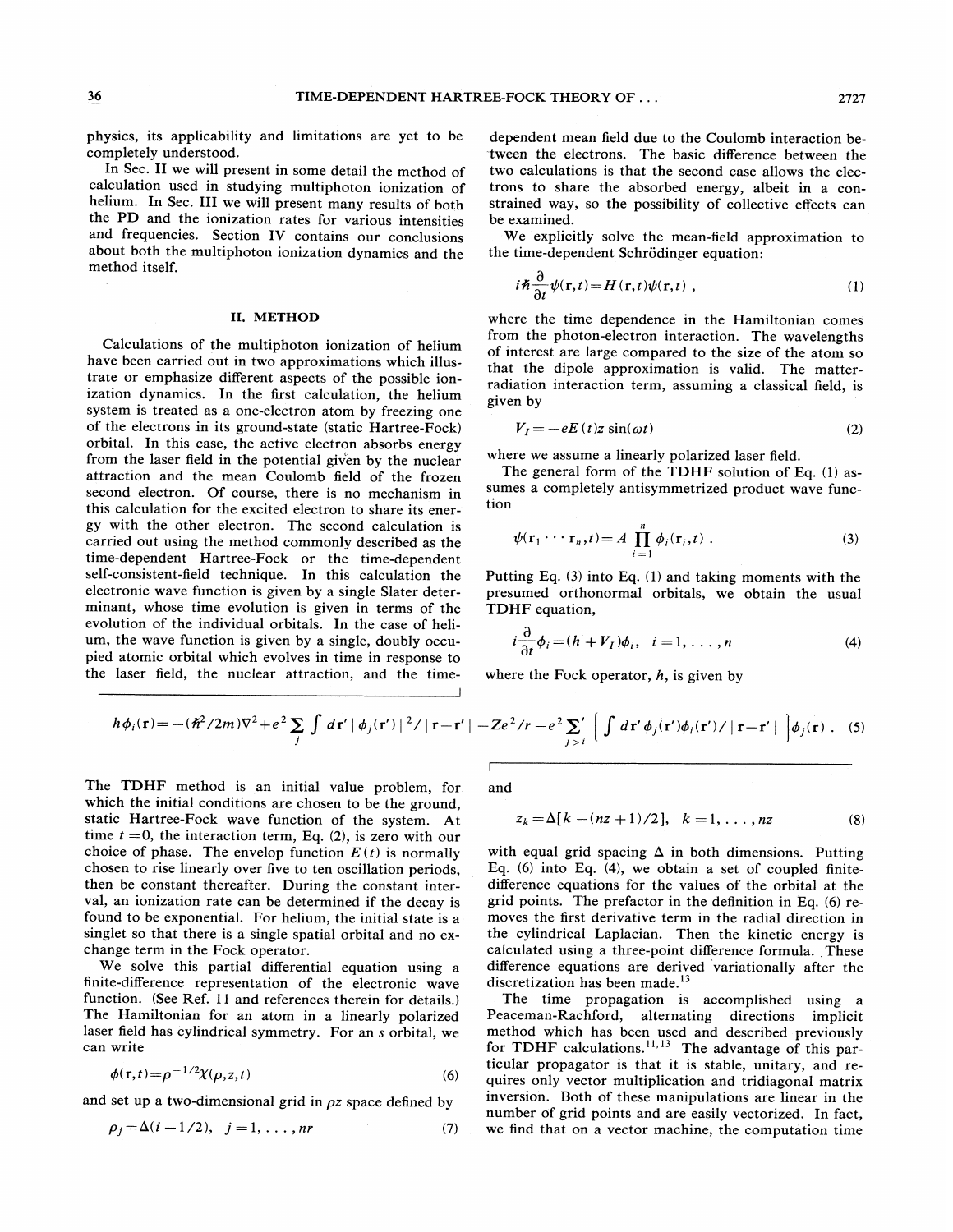physics, its applicability and limitations are yet to be completely understood.

In Sec. II we will present in some detail the method of calculation used in studying multiphoton ionization of helium. In Sec. III we will present many results of both the PD and the ionization rates for various intensities and frequencies. Section IV contains our conclusions about both the multiphoton ionization dynamics and the method itself.

## II. METHOD

Calculations of the multiphoton ionization of helium have been carried out in two approximations which illustrate or emphasize different aspects of the possible ionization dynamics. In the first calculation, the helium system is treated as a one-electron atom by freezing one of the electrons in its ground-state (static Hartree-Fock) orbital. In this case, the active electron absorbs energy from the laser field in the potential given by the nuclear attraction and the mean Coulomb field of the frozen second electron. Of course, there is no mechanism in this calculation for the excited electron to share its energy with the other electron. The second calculation is carried out using the method commonly described as the time-dependent Hartree-Fock or the time-dependent self-consistent-field technique. In this calculation the electronic wave function is given by a single Slater determinant, whose time evolution is given in terms of the evolution of the individual orbitals. In the case of helium, the wave function is given by a single, doubly occupied atomic orbital which evolves in time in response to the laser field, the nuclear attraction, and the time-dependent mean field due to the Coulomb interaction between the electrons. The basic difference between the two calculations is that the second case allows the electrons to share the absorbed energy, albeit in a constrained way, so the possibility of collective effects can be examined.

We explicitly solve the mean-field approximation to the time-dependent Schrödinger equation:

$$i\hbar\frac{\partial}{\partial t}\psi(\mathbf{r},t)=H(\mathbf{r},t)\psi(\mathbf{r},t)\ , \tag{1}$$

where the time dependence in the Hamiltonian comes from the photon-electron interaction. The wavelengths of interest are large compared to the size of the atom so that the dipole approximation is valid. The matter-radiation interaction term, assuming a classical field, is given by

$$V_I=-eE(t)z\sin(\omega t) \tag{2}$$

where we assume a linearly polarized laser field.

The general form of the TDHF solution of Eq. (1) assumes a completely antisymmetrized product wave function

$$\psi(\mathbf{r}_1\cdots\mathbf{r}_n,t)=A\prod_{i=1}^{n}\phi_i(\mathbf{r}_i,t)\ . \tag{3}$$

Putting Eq. (3) into Eq. (1) and taking moments with the presumed orthonormal orbitals, we obtain the usual TDHF equation,

$$i\frac{\partial}{\partial t}\phi_i=(h+V_I)\phi_i,\quad i=1,\ldots,n \tag{4}$$

where the Fock operator, $h$, is given by

$$h\phi_i(\mathbf{r})=-(\hbar^2/2m)\nabla^2+e^2\sum_j\int d\mathbf{r}'\,|\phi_j(\mathbf{r}')|^2/|\mathbf{r}-\mathbf{r}'|-Ze^2/r-e^2\sum_{j>i}{}'\left[\int d\mathbf{r}'\,\phi_j(\mathbf{r}')\phi_i(\mathbf{r}')/|\mathbf{r}-\mathbf{r}'|\right]\phi_j(\mathbf{r})\ . \tag{5}$$

The TDHF method is an initial value problem, for which the initial conditions are chosen to be the ground, static Hartree-Fock wave function of the system. At time $t=0$, the interaction term, Eq. (2), is zero with our choice of phase. The envelop function $E(t)$ is normally chosen to rise linearly over five to ten oscillation periods, then be constant thereafter. During the constant interval, an ionization rate can be determined if the decay is found to be exponential. For helium, the initial state is a singlet so that there is a single spatial orbital and no exchange term in the Fock operator.

We solve this partial differential equation using a finite-difference representation of the electronic wave function. (See Ref. 11 and references therein for details.) The Hamiltonian for an atom in a linearly polarized laser field has cylindrical symmetry. For an $s$ orbital, we can write

$$\phi(\mathbf{r},t)=\rho^{-1/2}\chi(\rho,z,t) \tag{6}$$

and set up a two-dimensional grid in $\rho z$ space defined by

$$\rho_j=\Delta(i-1/2),\quad j=1,\ldots,nr \tag{7}$$

and

$$z_k=\Delta[k-(nz+1)/2],\quad k=1,\ldots,nz \tag{8}$$

with equal grid spacing $\Delta$ in both dimensions. Putting Eq. (6) into Eq. (4), we obtain a set of coupled finite-difference equations for the values of the orbital at the grid points. The prefactor in the definition in Eq. (6) removes the first derivative term in the radial direction in the cylindrical Laplacian. Then the kinetic energy is calculated using a three-point difference formula. These difference equations are derived variationally after the discretization has been made.[13]

The time propagation is accomplished using a Peaceman-Rachford, alternating directions implicit method which has been used and described previously for TDHF calculations.[11,13] The advantage of this particular propagator is that it is stable, unitary, and requires only vector multiplication and tridiagonal matrix inversion. Both of these manipulations are linear in the number of grid points and are easily vectorized. In fact, we find that on a vector machine, the computation time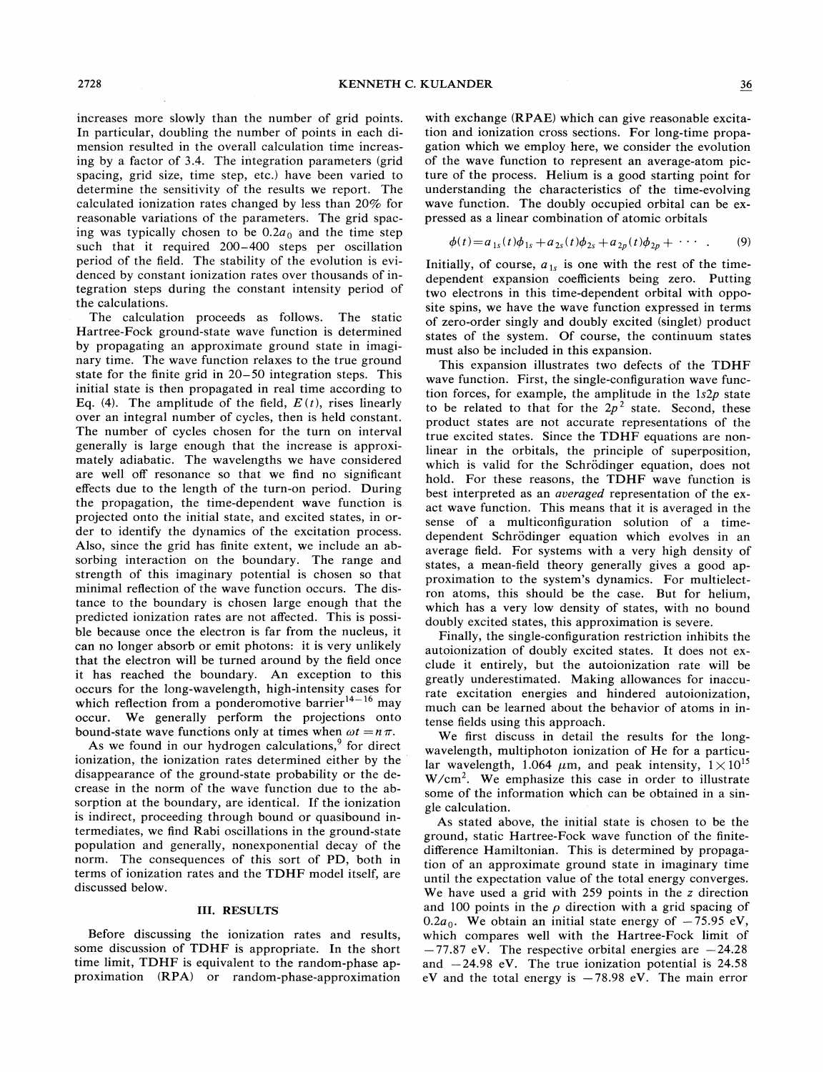increases more slowly than the number of grid points. In particular, doubling the number of points in each dimension resulted in the overall calculation time increasing by a factor of 3.4. The integration parameters (grid spacing, grid size, time step, etc.) have been varied to determine the sensitivity of the results we report. The calculated ionization rates changed by less than 20% for reasonable variations of the parameters. The grid spacing was typically chosen to be $0.2a_0$ and the time step such that it required 200–400 steps per oscillation period of the field. The stability of the evolution is evidenced by constant ionization rates over thousands of integration steps during the constant intensity period of the calculations.

The calculation proceeds as follows. The static Hartree-Fock ground-state wave function is determined by propagating an approximate ground state in imaginary time. The wave function relaxes to the true ground state for the finite grid in 20–50 integration steps. This initial state is then propagated in real time according to Eq. (4). The amplitude of the field, $E(t)$, rises linearly over an integral number of cycles, then is held constant. The number of cycles chosen for the turn on interval generally is large enough that the increase is approximately adiabatic. The wavelengths we have considered are well off resonance so that we find no significant effects due to the length of the turn-on period. During the propagation, the time-dependent wave function is projected onto the initial state, and excited states, in order to identify the dynamics of the excitation process. Also, since the grid has finite extent, we include an absorbing interaction on the boundary. The range and strength of this imaginary potential is chosen so that minimal reflection of the wave function occurs. The distance to the boundary is chosen large enough that the predicted ionization rates are not affected. This is possible because once the electron is far from the nucleus, it can no longer absorb or emit photons: it is very unlikely that the electron will be turned around by the field once it has reached the boundary. An exception to this occurs for the long-wavelength, high-intensity cases for which reflection from a ponderomotive barrier[14–16] may occur. We generally perform the projections onto bound-state wave functions only at times when $\omega t = n\pi$.

As we found in our hydrogen calculations,[9] for direct ionization, the ionization rates determined either by the disappearance of the ground-state probability or the decrease in the norm of the wave function due to the absorption at the boundary, are identical. If the ionization is indirect, proceeding through bound or quasibound intermediates, we find Rabi oscillations in the ground-state population and generally, nonexponential decay of the norm. The consequences of this sort of PD, both in terms of ionization rates and the TDHF model itself, are discussed below.

## III. RESULTS

Before discussing the ionization rates and results, some discussion of TDHF is appropriate. In the short time limit, TDHF is equivalent to the random-phase approximation (RPA) or random-phase-approximation with exchange (RPAE) which can give reasonable excitation and ionization cross sections. For long-time propagation which we employ here, we consider the evolution of the wave function to represent an average-atom picture of the process. Helium is a good starting point for understanding the characteristics of the time-evolving wave function. The doubly occupied orbital can be expressed as a linear combination of atomic orbitals

$$\phi(t) = a_{1s}(t)\phi_{1s} + a_{2s}(t)\phi_{2s} + a_{2p}(t)\phi_{2p} + \cdots \ . \tag{9}$$

Initially, of course, $a_{1s}$ is one with the rest of the time-dependent expansion coefficients being zero. Putting two electrons in this time-dependent orbital with opposite spins, we have the wave function expressed in terms of zero-order singly and doubly excited (singlet) product states of the system. Of course, the continuum states must also be included in this expansion.

This expansion illustrates two defects of the TDHF wave function. First, the single-configuration wave function forces, for example, the amplitude in the $1s2p$ state to be related to that for the $2p^2$ state. Second, these product states are not accurate representations of the true excited states. Since the TDHF equations are nonlinear in the orbitals, the principle of superposition, which is valid for the Schrödinger equation, does not hold. For these reasons, the TDHF wave function is best interpreted as an *averaged* representation of the exact wave function. This means that it is averaged in the sense of a multiconfiguration solution of a time-dependent Schrödinger equation which evolves in an average field. For systems with a very high density of states, a mean-field theory generally gives a good approximation to the system's dynamics. For multielectron atoms, this should be the case. But for helium, which has a very low density of states, with no bound doubly excited states, this approximation is severe.

Finally, the single-configuration restriction inhibits the autoionization of doubly excited states. It does not exclude it entirely, but the autoionization rate will be greatly underestimated. Making allowances for inaccurate excitation energies and hindered autoionization, much can be learned about the behavior of atoms in intense fields using this approach.

We first discuss in detail the results for the long-wavelength, multiphoton ionization of He for a particular wavelength, 1.064 $\mu$m, and peak intensity, $1\times10^{15}$ W/cm$^2$. We emphasize this case in order to illustrate some of the information which can be obtained in a single calculation.

As stated above, the initial state is chosen to be the ground, static Hartree-Fock wave function of the finite-difference Hamiltonian. This is determined by propagation of an approximate ground state in imaginary time until the expectation value of the total energy converges. We have used a grid with 259 points in the $z$ direction and 100 points in the $\rho$ direction with a grid spacing of $0.2a_0$. We obtain an initial state energy of $-75.95$ eV, which compares well with the Hartree-Fock limit of $-77.87$ eV. The respective orbital energies are $-24.28$ and $-24.98$ eV. The true ionization potential is 24.58 eV and the total energy is $-78.98$ eV. The main error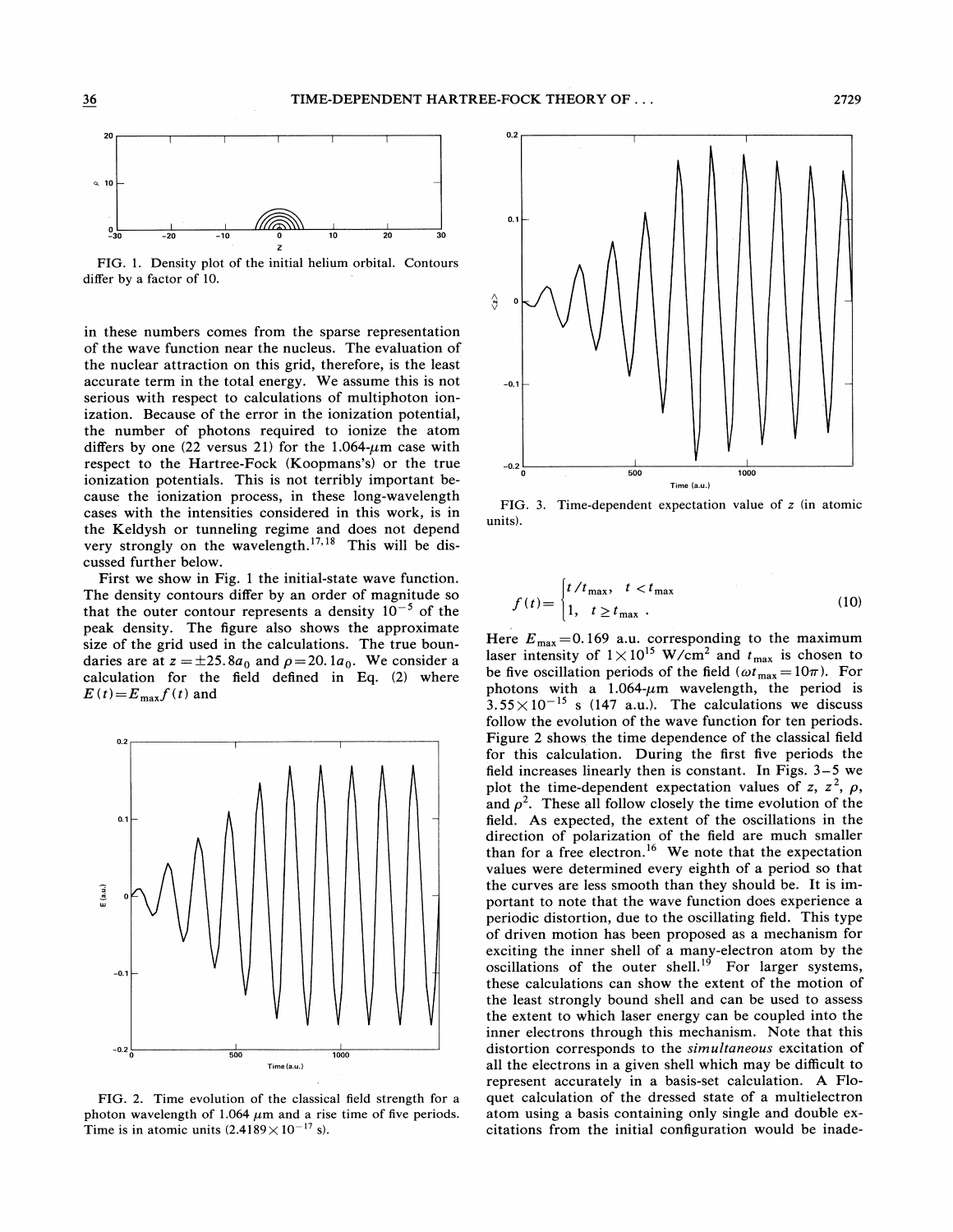FIG. 1. Density plot of the initial helium orbital. Contours differ by a factor of 10.

in these numbers comes from the sparse representation of the wave function near the nucleus. The evaluation of the nuclear attraction on this grid, therefore, is the least accurate term in the total energy. We assume this is not serious with respect to calculations of multiphoton ionization. Because of the error in the ionization potential, the number of photons required to ionize the atom differs by one (22 versus 21) for the 1.064-$\mu$m case with respect to the Hartree-Fock (Koopmans's) or the true ionization potentials. This is not terribly important because the ionization process, in these long-wavelength cases with the intensities considered in this work, is in the Keldysh or tunneling regime and does not depend very strongly on the wavelength.[17,18] This will be discussed further below.

First we show in Fig. 1 the initial-state wave function. The density contours differ by an order of magnitude so that the outer contour represents a density $10^{-5}$ of the peak density. The figure also shows the approximate size of the grid used in the calculations. The true boundaries are at $z = \pm 25.8 a_0$ and $\rho = 20.1 a_0$. We consider a calculation for the field defined in Eq. (2) where $E(t) = E_{\max} f(t)$ and

FIG. 2. Time evolution of the classical field strength for a photon wavelength of 1.064 $\mu$m and a rise time of five periods. Time is in atomic units ($2.4189 \times 10^{-17}$ s).

FIG. 3. Time-dependent expectation value of $z$ (in atomic units).

$$f(t) = \begin{cases} t/t_{\max}, & t < t_{\max} \\ 1, & t \geq t_{\max} . \end{cases} \tag{10}$$

Here $E_{\max} = 0.169$ a.u. corresponding to the maximum laser intensity of $1 \times 10^{15}$ W/cm$^2$ and $t_{\max}$ is chosen to be five oscillation periods of the field ($\omega t_{\max} = 10\pi$). For photons with a 1.064-$\mu$m wavelength, the period is $3.55 \times 10^{-15}$ s (147 a.u.). The calculations we discuss follow the evolution of the wave function for ten periods. Figure 2 shows the time dependence of the classical field for this calculation. During the first five periods the field increases linearly then is constant. In Figs. 3–5 we plot the time-dependent expectation values of $z$, $z^2$, $\rho$, and $\rho^2$. These all follow closely the time evolution of the field. As expected, the extent of the oscillations in the direction of polarization of the field are much smaller than for a free electron.[16] We note that the expectation values were determined every eighth of a period so that the curves are less smooth than they should be. It is important to note that the wave function does experience a periodic distortion, due to the oscillating field. This type of driven motion has been proposed as a mechanism for exciting the inner shell of a many-electron atom by the oscillations of the outer shell.[19] For larger systems, these calculations can show the extent of the motion of the least strongly bound shell and can be used to assess the extent to which laser energy can be coupled into the inner electrons through this mechanism. Note that this distortion corresponds to the *simultaneous* excitation of all the electrons in a given shell which may be difficult to represent accurately in a basis-set calculation. A Floquet calculation of the dressed state of a multielectron atom using a basis containing only single and double excitations from the initial configuration would be inade-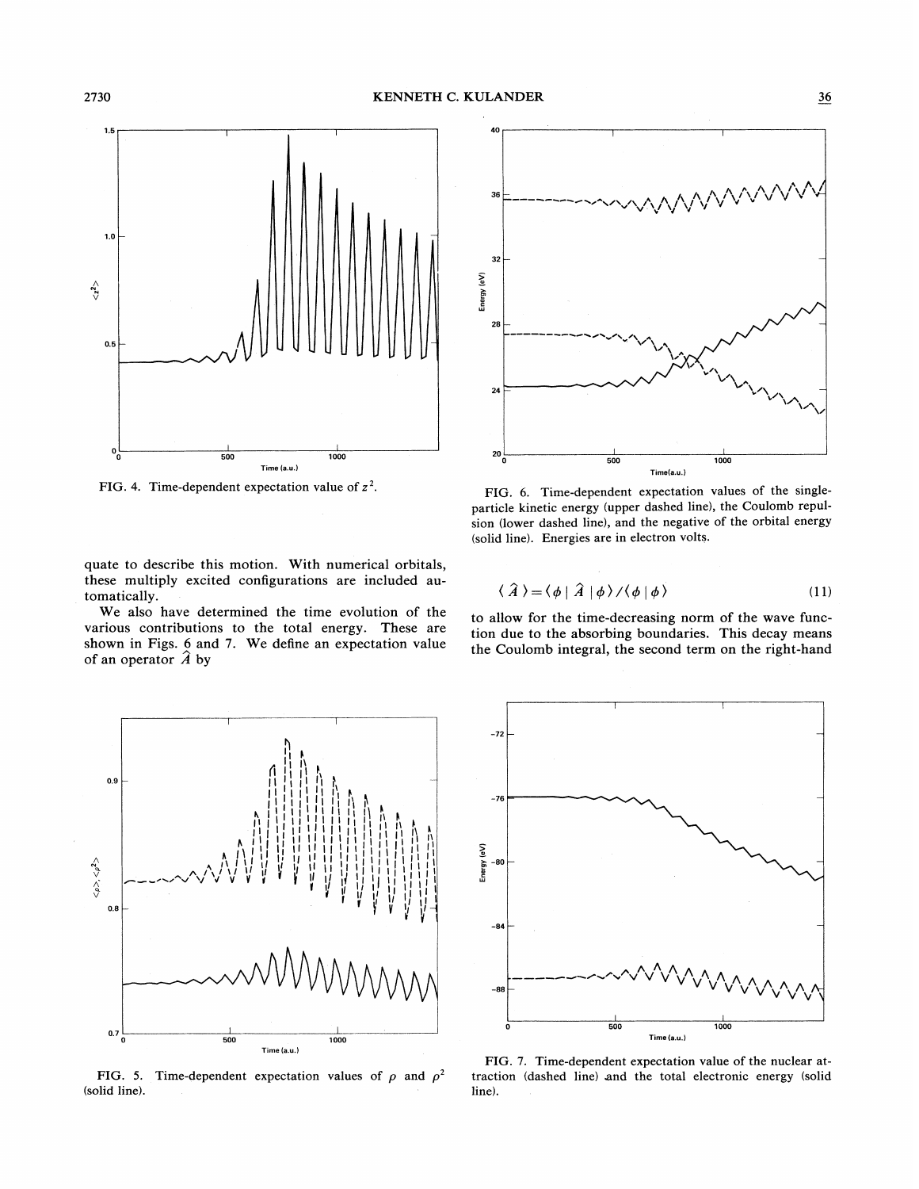FIG. 4. Time-dependent expectation value of $z^2$.

FIG. 6. Time-dependent expectation values of the single-particle kinetic energy (upper dashed line), the Coulomb repulsion (lower dashed line), and the negative of the orbital energy (solid line). Energies are in electron volts.

quate to describe this motion. With numerical orbitals, these multiply excited configurations are included automatically.

We also have determined the time evolution of the various contributions to the total energy. These are shown in Figs. 6 and 7. We define an expectation value of an operator $\hat{A}$ by

$$\langle \hat{A} \rangle = \langle \phi | \hat{A} | \phi \rangle / \langle \phi | \phi \rangle \tag{11}$$

to allow for the time-decreasing norm of the wave function due to the absorbing boundaries. This decay means the Coulomb integral, the second term on the right-hand

FIG. 5. Time-dependent expectation values of $\rho$ and $\rho^2$ (solid line).

FIG. 7. Time-dependent expectation value of the nuclear attraction (dashed line) and the total electronic energy (solid line).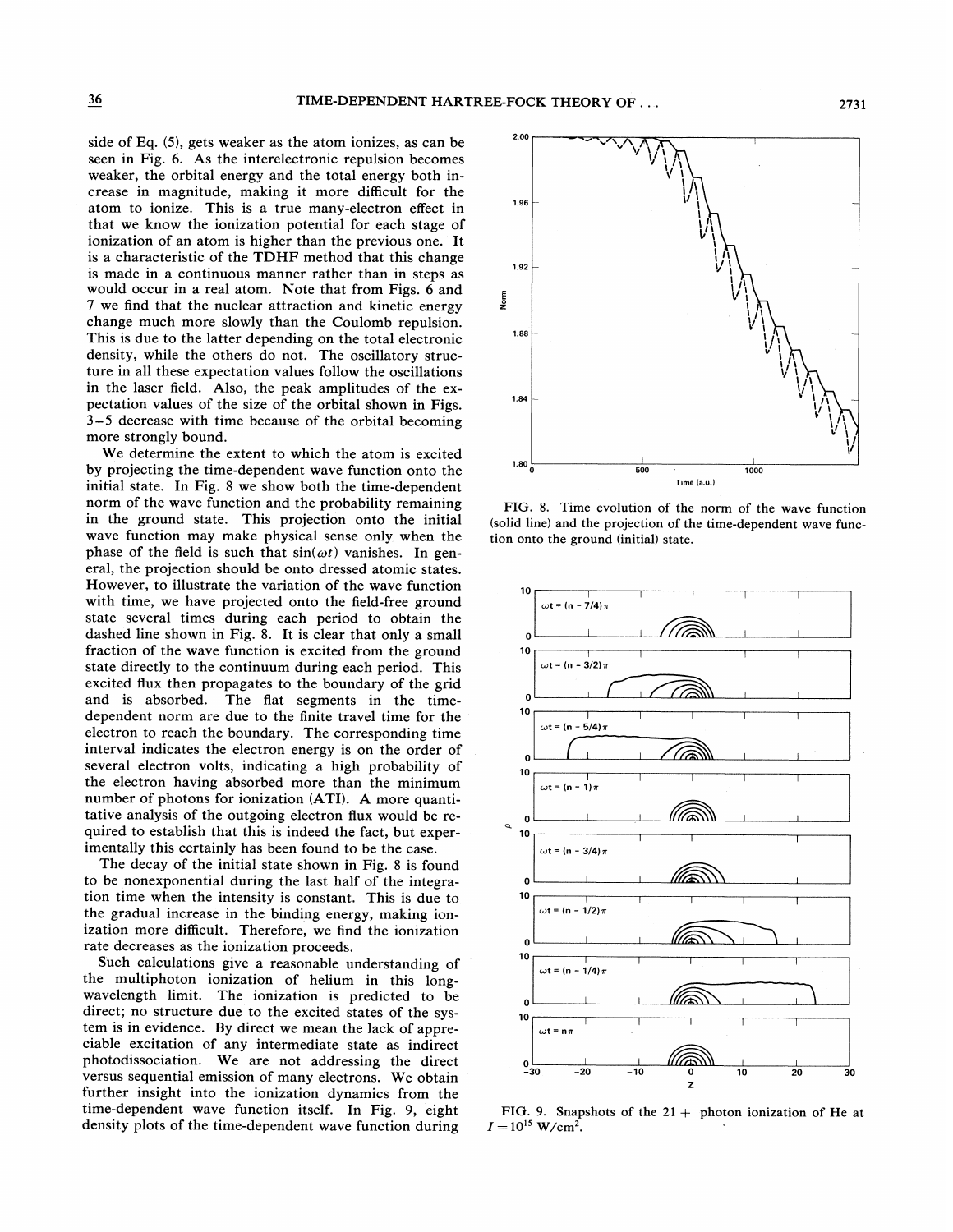side of Eq. (5), gets weaker as the atom ionizes, as can be seen in Fig. 6. As the interelectronic repulsion becomes weaker, the orbital energy and the total energy both increase in magnitude, making it more difficult for the atom to ionize. This is a true many-electron effect in that we know the ionization potential for each stage of ionization of an atom is higher than the previous one. It is a characteristic of the TDHF method that this change is made in a continuous manner rather than in steps as would occur in a real atom. Note that from Figs. 6 and 7 we find that the nuclear attraction and kinetic energy change much more slowly than the Coulomb repulsion. This is due to the latter depending on the total electronic density, while the others do not. The oscillatory structure in all these expectation values follow the oscillations in the laser field. Also, the peak amplitudes of the expectation values of the size of the orbital shown in Figs. 3–5 decrease with time because of the orbital becoming more strongly bound.

We determine the extent to which the atom is excited by projecting the time-dependent wave function onto the initial state. In Fig. 8 we show both the time-dependent norm of the wave function and the probability remaining in the ground state. This projection onto the initial wave function may make physical sense only when the phase of the field is such that $\sin(\omega t)$ vanishes. In general, the projection should be onto dressed atomic states. However, to illustrate the variation of the wave function with time, we have projected onto the field-free ground state several times during each period to obtain the dashed line shown in Fig. 8. It is clear that only a small fraction of the wave function is excited from the ground state directly to the continuum during each period. This excited flux then propagates to the boundary of the grid and is absorbed. The flat segments in the time-dependent norm are due to the finite travel time for the electron to reach the boundary. The corresponding time interval indicates the electron energy is on the order of several electron volts, indicating a high probability of the electron having absorbed more than the minimum number of photons for ionization (ATI). A more quantitative analysis of the outgoing electron flux would be required to establish that this is indeed the fact, but experimentally this certainly has been found to be the case.

The decay of the initial state shown in Fig. 8 is found to be nonexponential during the last half of the integration time when the intensity is constant. This is due to the gradual increase in the binding energy, making ionization more difficult. Therefore, we find the ionization rate decreases as the ionization proceeds.

Such calculations give a reasonable understanding of the multiphoton ionization of helium in this long-wavelength limit. The ionization is predicted to be direct; no structure due to the excited states of the system is in evidence. By direct we mean the lack of appreciable excitation of any intermediate state as indirect photodissociation. We are not addressing the direct versus sequential emission of many electrons. We obtain further insight into the ionization dynamics from the time-dependent wave function itself. In Fig. 9, eight density plots of the time-dependent wave function during

FIG. 8. Time evolution of the norm of the wave function (solid line) and the projection of the time-dependent wave function onto the ground (initial) state.

FIG. 9. Snapshots of the 21+ photon ionization of He at $I = 10^{15}$ W/cm$^2$.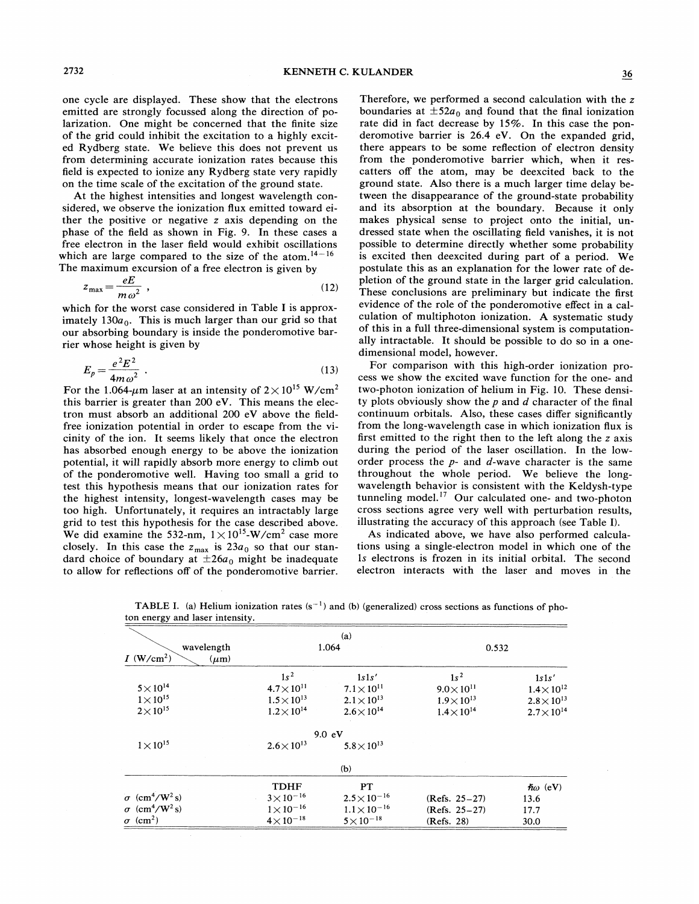one cycle are displayed. These show that the electrons emitted are strongly focussed along the direction of polarization. One might be concerned that the finite size of the grid could inhibit the excitation to a highly excited Rydberg state. We believe this does not prevent us from determining accurate ionization rates because this field is expected to ionize any Rydberg state very rapidly on the time scale of the excitation of the ground state.

At the highest intensities and longest wavelength considered, we observe the ionization flux emitted toward either the positive or negative $z$ axis depending on the phase of the field as shown in Fig. 9. In these cases a free electron in the laser field would exhibit oscillations which are large compared to the size of the atom.[14–16] The maximum excursion of a free electron is given by

$$z_{\max}=\frac{eE}{m\omega^2}\ , \tag{12}$$

which for the worst case considered in Table I is approximately $130a_0$. This is much larger than our grid so that our absorbing boundary is inside the ponderomotive barrier whose height is given by

$$E_p=\frac{e^2E^2}{4m\omega^2}\ . \tag{13}$$

For the 1.064-μm laser at an intensity of $2\times10^{15}$ W/cm$^2$ this barrier is greater than 200 eV. This means the electron must absorb an additional 200 eV above the field-free ionization potential in order to escape from the vicinity of the ion. It seems likely that once the electron has absorbed enough energy to be above the ionization potential, it will rapidly absorb more energy to climb out of the ponderomotive well. Having too small a grid to test this hypothesis means that our ionization rates for the highest intensity, longest-wavelength cases may be too high. Unfortunately, it requires an intractably large grid to test this hypothesis for the case described above. We did examine the 532-nm, $1\times10^{15}$-W/cm$^2$ case more closely. In this case the $z_{\max}$ is $23a_0$ so that our standard choice of boundary at $\pm26a_0$ might be inadequate to allow for reflections off of the ponderomotive barrier. Therefore, we performed a second calculation with the $z$ boundaries at $\pm52a_0$ and found that the final ionization rate did in fact decrease by 15%. In this case the ponderomotive barrier is 26.4 eV. On the expanded grid, there appears to be some reflection of electron density from the ponderomotive barrier which, when it rescatters off the atom, may be deexcited back to the ground state. Also there is a much larger time delay between the disappearance of the ground-state probability and its absorption at the boundary. Because it only makes physical sense to project onto the initial, undressed state when the oscillating field vanishes, it is not possible to determine directly whether some probability is excited then deexcited during part of a period. We postulate this as an explanation for the lower rate of depletion of the ground state in the larger grid calculation. These conclusions are preliminary but indicate the first evidence of the role of the ponderomotive effect in a calculation of multiphoton ionization. A systematic study of this in a full three-dimensional system is computationally intractable. It should be possible to do so in a one-dimensional model, however.

For comparison with this high-order ionization process we show the excited wave function for the one- and two-photon ionization of helium in Fig. 10. These density plots obviously show the $p$ and $d$ character of the final continuum orbitals. Also, these cases differ significantly from the long-wavelength case in which ionization flux is first emitted to the right then to the left along the $z$ axis during the period of the laser oscillation. In the low-order process the $p$- and $d$-wave character is the same throughout the whole period. We believe the long-wavelength behavior is consistent with the Keldysh-type tunneling model.[17] Our calculated one- and two-photon cross sections agree very well with perturbation results, illustrating the accuracy of this approach (see Table I).

As indicated above, we have also performed calculations using a single-electron model in which one of the $1s$ electrons is frozen in its initial orbital. The second electron interacts with the laser and moves in the

TABLE I. (a) Helium ionization rates (s$^{-1}$) and (b) (generalized) cross sections as functions of photon energy and laser intensity.

| $I$ (W/cm$^2$) \ wavelength (μm) | 1.064 | | 0.532 | |
|---|---|---|---|---|
| | $1s^2$ | $1s1s'$ | $1s^2$ | $1s1s'$ |
| $5\times10^{14}$ | $4.7\times10^{11}$ | $7.1\times10^{11}$ | $9.0\times10^{11}$ | $1.4\times10^{12}$ |
| $1\times10^{15}$ | $1.5\times10^{13}$ | $2.1\times10^{13}$ | $1.9\times10^{13}$ | $2.8\times10^{13}$ |
| $2\times10^{15}$ | $1.2\times10^{14}$ | $2.6\times10^{14}$ | $1.4\times10^{14}$ | $2.7\times10^{14}$ |
| | 9.0 eV | | | |
| $1\times10^{15}$ | $2.6\times10^{13}$ | $5.8\times10^{13}$ | | |

(b)

| | TDHF | PT | | $\hbar\omega$ (eV) |
|---|---|---|---|---|
| $\sigma$ (cm$^4$/W$^2$ s) | $3\times10^{-16}$ | $2.5\times10^{-16}$ | (Refs. 25–27) | 13.6 |
| $\sigma$ (cm$^4$/W$^2$ s) | $1\times10^{-16}$ | $1.1\times10^{-16}$ | (Refs. 25–27) | 17.7 |
| $\sigma$ (cm$^2$) | $4\times10^{-18}$ | $5\times10^{-18}$ | (Refs. 28) | 30.0 |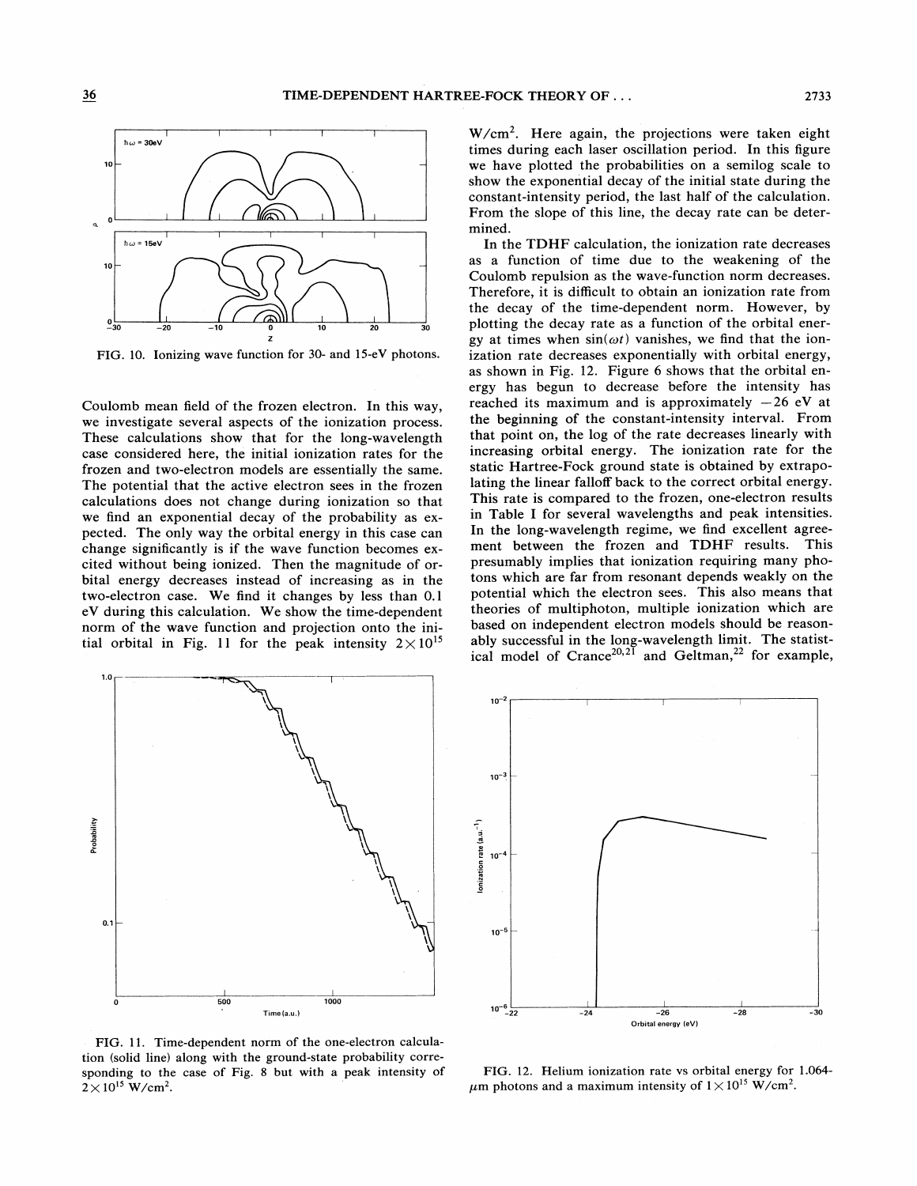FIG. 10. Ionizing wave function for 30- and 15-eV photons.

Coulomb mean field of the frozen electron. In this way, we investigate several aspects of the ionization process. These calculations show that for the long-wavelength case considered here, the initial ionization rates for the frozen and two-electron models are essentially the same. The potential that the active electron sees in the frozen calculations does not change during ionization so that we find an exponential decay of the probability as expected. The only way the orbital energy in this case can change significantly is if the wave function becomes excited without being ionized. Then the magnitude of orbital energy decreases instead of increasing as in the two-electron case. We find it changes by less than 0.1 eV during this calculation. We show the time-dependent norm of the wave function and projection onto the initial orbital in Fig. 11 for the peak intensity $2\times10^{15}$ W/cm$^2$. Here again, the projections were taken eight times during each laser oscillation period. In this figure we have plotted the probabilities on a semilog scale to show the exponential decay of the initial state during the constant-intensity period, the last half of the calculation. From the slope of this line, the decay rate can be determined.

In the TDHF calculation, the ionization rate decreases as a function of time due to the weakening of the Coulomb repulsion as the wave-function norm decreases. Therefore, it is difficult to obtain an ionization rate from the decay of the time-dependent norm. However, by plotting the decay rate as a function of the orbital energy at times when $\sin(\omega t)$ vanishes, we find that the ionization rate decreases exponentially with orbital energy, as shown in Fig. 12. Figure 6 shows that the orbital energy has begun to decrease before the intensity has reached its maximum and is approximately $-26$ eV at the beginning of the constant-intensity interval. From that point on, the log of the rate decreases linearly with increasing orbital energy. The ionization rate for the static Hartree-Fock ground state is obtained by extrapolating the linear falloff back to the correct orbital energy. This rate is compared to the frozen, one-electron results in Table I for several wavelengths and peak intensities. In the long-wavelength regime, we find excellent agreement between the frozen and TDHF results. This presumably implies that ionization requiring many photons which are far from resonant depends weakly on the potential which the electron sees. This also means that theories of multiphoton, multiple ionization which are based on independent electron models should be reasonably successful in the long-wavelength limit. The statistical model of Crance[20,21] and Geltman,[22] for example,

FIG. 11. Time-dependent norm of the one-electron calculation (solid line) along with the ground-state probability corresponding to the case of Fig. 8 but with a peak intensity of $2\times10^{15}$ W/cm$^2$.

FIG. 12. Helium ionization rate vs orbital energy for 1.064-$\mu$m photons and a maximum intensity of $1\times10^{15}$ W/cm$^2$.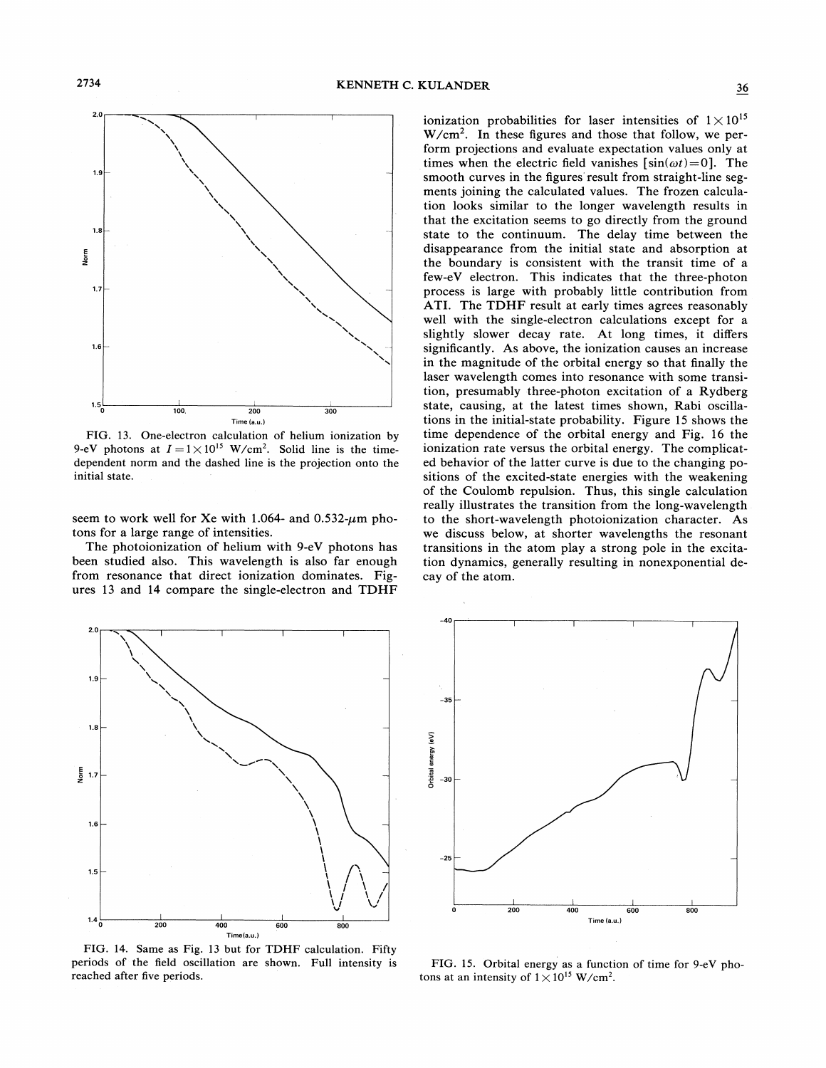FIG. 13. One-electron calculation of helium ionization by 9-eV photons at $I = 1 \times 10^{15}$ W/cm$^2$. Solid line is the time-dependent norm and the dashed line is the projection onto the initial state.

seem to work well for Xe with 1.064- and 0.532-$\mu$m photons for a large range of intensities.

The photoionization of helium with 9-eV photons has been studied also. This wavelength is also far enough from resonance that direct ionization dominates. Figures 13 and 14 compare the single-electron and TDHF ionization probabilities for laser intensities of $1 \times 10^{15}$ W/cm$^2$. In these figures and those that follow, we perform projections and evaluate expectation values only at times when the electric field vanishes [$\sin(\omega t) = 0$]. The smooth curves in the figures result from straight-line segments joining the calculated values. The frozen calculation looks similar to the longer wavelength results in that the excitation seems to go directly from the ground state to the continuum. The delay time between the disappearance from the initial state and absorption at the boundary is consistent with the transit time of a few-eV electron. This indicates that the three-photon process is large with probably little contribution from ATI. The TDHF result at early times agrees reasonably well with the single-electron calculations except for a slightly slower decay rate. At long times, it differs significantly. As above, the ionization causes an increase in the magnitude of the orbital energy so that finally the laser wavelength comes into resonance with some transition, presumably three-photon excitation of a Rydberg state, causing, at the latest times shown, Rabi oscillations in the initial-state probability. Figure 15 shows the time dependence of the orbital energy and Fig. 16 the ionization rate versus the orbital energy. The complicated behavior of the latter curve is due to the changing positions of the excited-state energies with the weakening of the Coulomb repulsion. Thus, this single calculation really illustrates the transition from the long-wavelength to the short-wavelength photoionization character. As we discuss below, at shorter wavelengths the resonant transitions in the atom play a strong pole in the excitation dynamics, generally resulting in nonexponential decay of the atom.

FIG. 14. Same as Fig. 13 but for TDHF calculation. Fifty periods of the field oscillation are shown. Full intensity is reached after five periods.

FIG. 15. Orbital energy as a function of time for 9-eV photons at an intensity of $1 \times 10^{15}$ W/cm$^2$.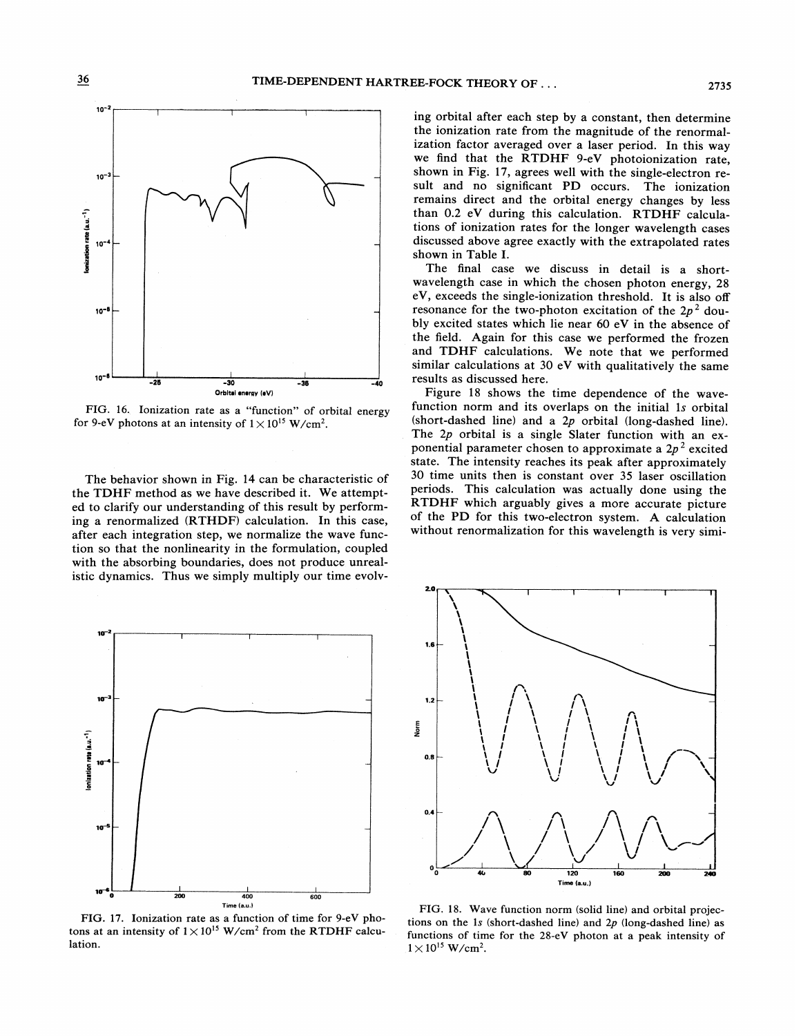FIG. 16. Ionization rate as a "function" of orbital energy for 9-eV photons at an intensity of $1\times10^{15}$ W/cm$^2$.

The behavior shown in Fig. 14 can be characteristic of the TDHF method as we have described it. We attempted to clarify our understanding of this result by performing a renormalized (RTHDF) calculation. In this case, after each integration step, we normalize the wave function so that the nonlinearity in the formulation, coupled with the absorbing boundaries, does not produce unrealistic dynamics. Thus we simply multiply our time evolving orbital after each step by a constant, then determine the ionization rate from the magnitude of the renormalization factor averaged over a laser period. In this way we find that the RTDHF 9-eV photoionization rate, shown in Fig. 17, agrees well with the single-electron result and no significant PD occurs. The ionization remains direct and the orbital energy changes by less than 0.2 eV during this calculation. RTDHF calculations of ionization rates for the longer wavelength cases discussed above agree exactly with the extrapolated rates shown in Table I.

The final case we discuss in detail is a short-wavelength case in which the chosen photon energy, 28 eV, exceeds the single-ionization threshold. It is also off resonance for the two-photon excitation of the $2p^2$ doubly excited states which lie near 60 eV in the absence of the field. Again for this case we performed the frozen and TDHF calculations. We note that we performed similar calculations at 30 eV with qualitatively the same results as discussed here.

Figure 18 shows the time dependence of the wave-function norm and its overlaps on the initial $1s$ orbital (short-dashed line) and a $2p$ orbital (long-dashed line). The $2p$ orbital is a single Slater function with an exponential parameter chosen to approximate a $2p^2$ excited state. The intensity reaches its peak after approximately 30 time units then is constant over 35 laser oscillation periods. This calculation was actually done using the RTDHF which arguably gives a more accurate picture of the PD for this two-electron system. A calculation without renormalization for this wavelength is very simi-

FIG. 17. Ionization rate as a function of time for 9-eV photons at an intensity of $1\times10^{15}$ W/cm$^2$ from the RTDHF calculation.

FIG. 18. Wave function norm (solid line) and orbital projections on the $1s$ (short-dashed line) and $2p$ (long-dashed line) as functions of time for the 28-eV photon at a peak intensity of $1\times10^{15}$ W/cm$^2$.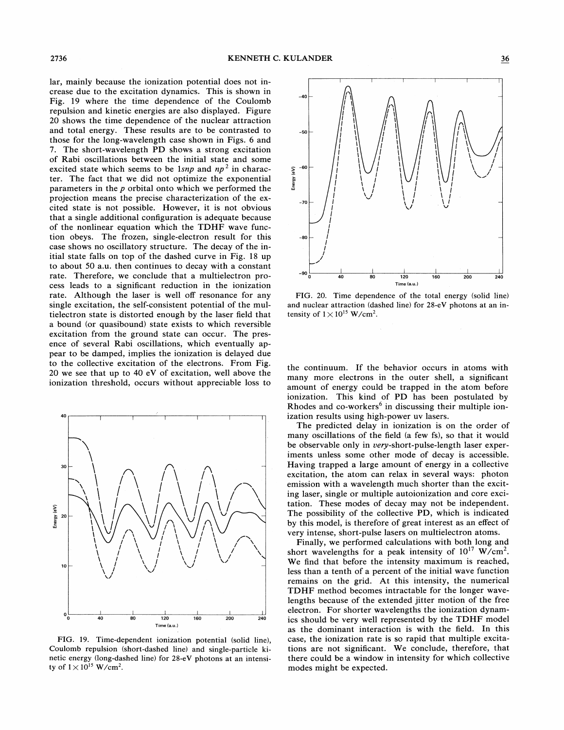lar, mainly because the ionization potential does not increase due to the excitation dynamics. This is shown in Fig. 19 where the time dependence of the Coulomb repulsion and kinetic energies are also displayed. Figure 20 shows the time dependence of the nuclear attraction and total energy. These results are to be contrasted to those for the long-wavelength case shown in Figs. 6 and 7. The short-wavelength PD shows a strong excitation of Rabi oscillations between the initial state and some excited state which seems to be $1snp$ and $np^2$ in character. The fact that we did not optimize the exponential parameters in the $p$ orbital onto which we performed the projection means the precise characterization of the excited state is not possible. However, it is not obvious that a single additional configuration is adequate because of the nonlinear equation which the TDHF wave function obeys. The frozen, single-electron result for this case shows no oscillatory structure. The decay of the initial state falls on top of the dashed curve in Fig. 18 up to about 50 a.u. then continues to decay with a constant rate. Therefore, we conclude that a multielectron process leads to a significant reduction in the ionization rate. Although the laser is well off resonance for any single excitation, the self-consistent potential of the multielectron state is distorted enough by the laser field that a bound (or quasibound) state exists to which reversible excitation from the ground state can occur. The presence of several Rabi oscillations, which eventually appear to be damped, implies the ionization is delayed due to the collective excitation of the electrons. From Fig. 20 we see that up to 40 eV of excitation, well above the ionization threshold, occurs without appreciable loss to the continuum. If the behavior occurs in atoms with many more electrons in the outer shell, a significant amount of energy could be trapped in the atom before ionization. This kind of PD has been postulated by Rhodes and co-workers[6] in discussing their multiple ionization results using high-power uv lasers.

FIG. 19. Time-dependent ionization potential (solid line), Coulomb repulsion (short-dashed line) and single-particle kinetic energy (long-dashed line) for 28-eV photons at an intensity of $1\times10^{15}$ W/cm$^2$.

FIG. 20. Time dependence of the total energy (solid line) and nuclear attraction (dashed line) for 28-eV photons at an intensity of $1\times10^{15}$ W/cm$^2$.

The predicted delay in ionization is on the order of many oscillations of the field (a few fs), so that it would be observable only in *very*-short-pulse-length laser experiments unless some other mode of decay is accessible. Having trapped a large amount of energy in a collective excitation, the atom can relax in several ways: photon emission with a wavelength much shorter than the exciting laser, single or multiple autoionization and core excitation. These modes of decay may not be independent. The possibility of the collective PD, which is indicated by this model, is therefore of great interest as an effect of very intense, short-pulse lasers on multielectron atoms.

Finally, we performed calculations with both long and short wavelengths for a peak intensity of $10^{17}$ W/cm$^2$. We find that before the intensity maximum is reached, less than a tenth of a percent of the initial wave function remains on the grid. At this intensity, the numerical TDHF method becomes intractable for the longer wavelengths because of the extended jitter motion of the free electron. For shorter wavelengths the ionization dynamics should be very well represented by the TDHF model as the dominant interaction is with the field. In this case, the ionization rate is so rapid that multiple excitations are not significant. We conclude, therefore, that there could be a window in intensity for which collective modes might be expected.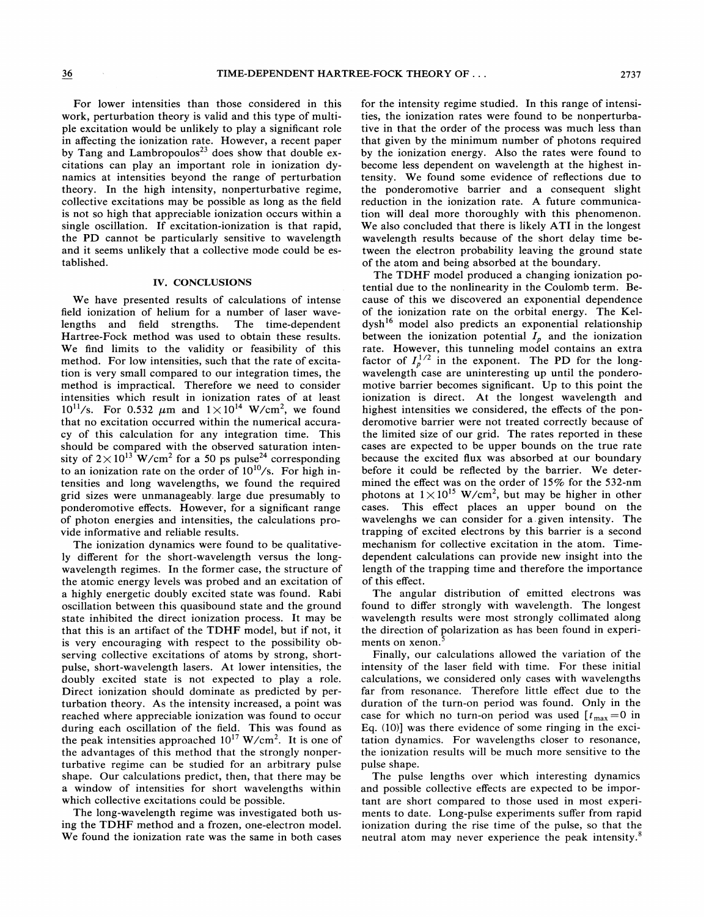For lower intensities than those considered in this work, perturbation theory is valid and this type of multiple excitation would be unlikely to play a significant role in affecting the ionization rate. However, a recent paper by Tang and Lambropoulos[23] does show that double excitations can play an important role in ionization dynamics at intensities beyond the range of perturbation theory. In the high intensity, nonperturbative regime, collective excitations may be possible as long as the field is not so high that appreciable ionization occurs within a single oscillation. If excitation-ionization is that rapid, the PD cannot be particularly sensitive to wavelength and it seems unlikely that a collective mode could be established.

## IV. CONCLUSIONS

We have presented results of calculations of intense field ionization of helium for a number of laser wavelengths and field strengths. The time-dependent Hartree-Fock method was used to obtain these results. We find limits to the validity or feasibility of this method. For low intensities, such that the rate of excitation is very small compared to our integration times, the method is impractical. Therefore we need to consider intensities which result in ionization rates of at least $10^{11}$/s. For 0.532 $\mu$m and $1\times10^{14}$ W/cm$^2$, we found that no excitation occurred within the numerical accuracy of this calculation for any integration time. This should be compared with the observed saturation intensity of $2\times10^{13}$ W/cm$^2$ for a 50 ps pulse[24] corresponding to an ionization rate on the order of $10^{10}$/s. For high intensities and long wavelengths, we found the required grid sizes were unmanageably large due presumably to ponderomotive effects. However, for a significant range of photon energies and intensities, the calculations provide informative and reliable results.

The ionization dynamics were found to be qualitatively different for the short-wavelength versus the long-wavelength regimes. In the former case, the structure of the atomic energy levels was probed and an excitation of a highly energetic doubly excited state was found. Rabi oscillation between this quasibound state and the ground state inhibited the direct ionization process. It may be that this is an artifact of the TDHF model, but if not, it is very encouraging with respect to the possibility observing collective excitations of atoms by strong, short-pulse, short-wavelength lasers. At lower intensities, the doubly excited state is not expected to play a role. Direct ionization should dominate as predicted by perturbation theory. As the intensity increased, a point was reached where appreciable ionization was found to occur during each oscillation of the field. This was found as the peak intensities approached $10^{17}$ W/cm$^2$. It is one of the advantages of this method that the strongly nonperturbative regime can be studied for an arbitrary pulse shape. Our calculations predict, then, that there may be a window of intensities for short wavelengths within which collective excitations could be possible.

The long-wavelength regime was investigated both using the TDHF method and a frozen, one-electron model. We found the ionization rate was the same in both cases for the intensity regime studied. In this range of intensities, the ionization rates were found to be nonperturbative in that the order of the process was much less than that given by the minimum number of photons required by the ionization energy. Also the rates were found to become less dependent on wavelength at the highest intensity. We found some evidence of reflections due to the ponderomotive barrier and a consequent slight reduction in the ionization rate. A future communication will deal more thoroughly with this phenomenon. We also concluded that there is likely ATI in the longest wavelength results because of the short delay time between the electron probability leaving the ground state of the atom and being absorbed at the boundary.

The TDHF model produced a changing ionization potential due to the nonlinearity in the Coulomb term. Because of this we discovered an exponential dependence of the ionization rate on the orbital energy. The Keldysh[16] model also predicts an exponential relationship between the ionization potential $I_p$ and the ionization rate. However, this tunneling model contains an extra factor of $I_p^{1/2}$ in the exponent. The PD for the long-wavelength case are uninteresting up until the ponderomotive barrier becomes significant. Up to this point the ionization is direct. At the longest wavelength and highest intensities we considered, the effects of the ponderomotive barrier were not treated correctly because of the limited size of our grid. The rates reported in these cases are expected to be upper bounds on the true rate because the excited flux was absorbed at our boundary before it could be reflected by the barrier. We determined the effect was on the order of 15% for the 532-nm photons at $1\times10^{15}$ W/cm$^2$, but may be higher in other cases. This effect places an upper bound on the wavelenghs we can consider for a given intensity. The trapping of excited electrons by this barrier is a second mechanism for collective excitation in the atom. Time-dependent calculations can provide new insight into the length of the trapping time and therefore the importance of this effect.

The angular distribution of emitted electrons was found to differ strongly with wavelength. The longest wavelength results were most strongly collimated along the direction of polarization as has been found in experiments on xenon.[5]

Finally, our calculations allowed the variation of the intensity of the laser field with time. For these initial calculations, we considered only cases with wavelengths far from resonance. Therefore little effect due to the duration of the turn-on period was found. Only in the case for which no turn-on period was used [$t_{max}=0$ in Eq. (10)] was there evidence of some ringing in the excitation dynamics. For wavelengths closer to resonance, the ionization results will be much more sensitive to the pulse shape.

The pulse lengths over which interesting dynamics and possible collective effects are expected to be important are short compared to those used in most experiments to date. Long-pulse experiments suffer from rapid ionization during the rise time of the pulse, so that the neutral atom may never experience the peak intensity.[8]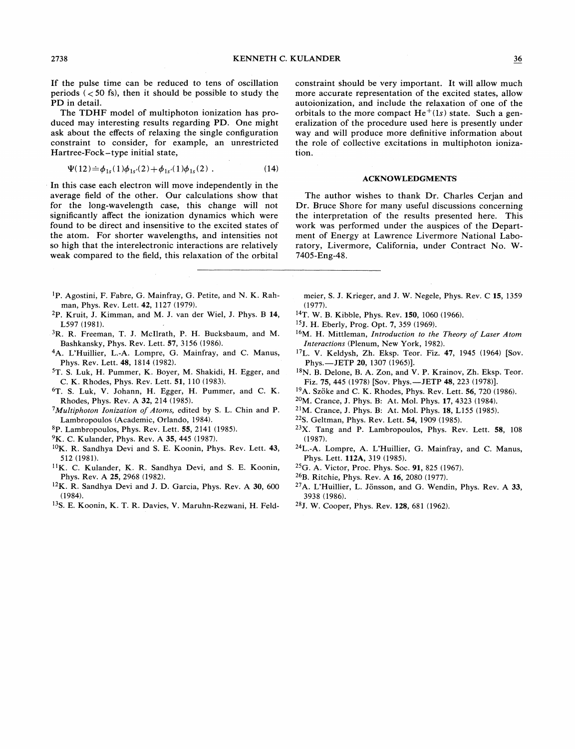If the pulse time can be reduced to tens of oscillation periods ($<50$ fs), then it should be possible to study the PD in detail.

The TDHF model of multiphoton ionization has produced may interesting results regarding PD. One might ask about the effects of relaxing the single configuration constraint to consider, for example, an unrestricted Hartree-Fock–type initial state,

$$\Psi(12) \doteq \phi_{1s}(1)\phi_{1s'}(2) + \phi_{1s'}(1)\phi_{1s}(2) \ . \quad (14)$$

In this case each electron will move independently in the average field of the other. Our calculations show that for the long-wavelength case, this change will not significantly affect the ionization dynamics which were found to be direct and insensitive to the excited states of the atom. For shorter wavelengths, and intensities not so high that the interelectronic interactions are relatively weak compared to the field, this relaxation of the orbital constraint should be very important. It will allow much more accurate representation of the excited states, allow autoionization, and include the relaxation of one of the orbitals to the more compact $He^{+}(1s)$ state. Such a generalization of the procedure used here is presently under way and will produce more definitive information about the role of collective excitations in multiphoton ionization.

## ACKNOWLEDGMENTS

The author wishes to thank Dr. Charles Cerjan and Dr. Bruce Shore for many useful discussions concerning the interpretation of the results presented here. This work was performed under the auspices of the Department of Energy at Lawrence Livermore National Laboratory, Livermore, California, under Contract No. W-7405-Eng-48.

---

[1] P. Agostini, F. Fabre, G. Mainfray, G. Petite, and N. K. Rahman, Phys. Rev. Lett. **42**, 1127 (1979).

[2] P. Kruit, J. Kimman, and M. J. van der Wiel, J. Phys. B **14**, L597 (1981).

[3] R. R. Freeman, T. J. McIlrath, P. H. Bucksbaum, and M. Bashkansky, Phys. Rev. Lett. **57**, 3156 (1986).

[4] A. L'Huillier, L.-A. Lompre, G. Mainfray, and C. Manus, Phys. Rev. Lett. **48**, 1814 (1982).

[5] T. S. Luk, H. Pummer, K. Boyer, M. Shakidi, H. Egger, and C. K. Rhodes, Phys. Rev. Lett. **51**, 110 (1983).

[6] T. S. Luk, V. Johann, H. Egger, H. Pummer, and C. K. Rhodes, Phys. Rev. A **32**, 214 (1985).

[7] *Multiphoton Ionization of Atoms*, edited by S. L. Chin and P. Lambropoulos (Academic, Orlando, 1984).

[8] P. Lambropoulos, Phys. Rev. Lett. **55**, 2141 (1985).

[9] K. C. Kulander, Phys. Rev. A **35**, 445 (1987).

[10] K. R. Sandhya Devi and S. E. Koonin, Phys. Rev. Lett. **43**, 512 (1981).

[11] K. C. Kulander, K. R. Sandhya Devi, and S. E. Koonin, Phys. Rev. A **25**, 2968 (1982).

[12] K. R. Sandhya Devi and J. D. Garcia, Phys. Rev. A **30**, 600 (1984).

[13] S. E. Koonin, K. T. R. Davies, V. Maruhn-Rezwani, H. Feldmeier, S. J. Krieger, and J. W. Negele, Phys. Rev. C **15**, 1359 (1977).

[14] T. W. B. Kibble, Phys. Rev. **150**, 1060 (1966).

[15] J. H. Eberly, Prog. Opt. **7**, 359 (1969).

[16] M. H. Mittleman, *Introduction to the Theory of Laser Atom Interactions* (Plenum, New York, 1982).

[17] L. V. Keldysh, Zh. Eksp. Teor. Fiz. **47**, 1945 (1964) [Sov. Phys.—JETP **20**, 1307 (1965)].

[18] N. B. Delone, B. A. Zon, and V. P. Krainov, Zh. Eksp. Teor. Fiz. **75**, 445 (1978) [Sov. Phys.—JETP **48**, 223 (1978)].

[19] A. Szöke and C. K. Rhodes, Phys. Rev. Lett. **56**, 720 (1986).

[20] M. Crance, J. Phys. B: At. Mol. Phys. **17**, 4323 (1984).

[21] M. Crance, J. Phys. B: At. Mol. Phys. **18**, L155 (1985).

[22] S. Geltman, Phys. Rev. Lett. **54**, 1909 (1985).

[23] X. Tang and P. Lambropoulos, Phys. Rev. Lett. **58**, 108 (1987).

[24] L.-A. Lompre, A. L'Huillier, G. Mainfray, and C. Manus, Phys. Lett. **112A**, 319 (1985).

[25] G. A. Victor, Proc. Phys. Soc. **91**, 825 (1967).

[26] B. Ritchie, Phys. Rev. A **16**, 2080 (1977).

[27] A. L'Huillier, L. Jönsson, and G. Wendin, Phys. Rev. A **33**, 3938 (1986).

[28] J. W. Cooper, Phys. Rev. **128**, 681 (1962).